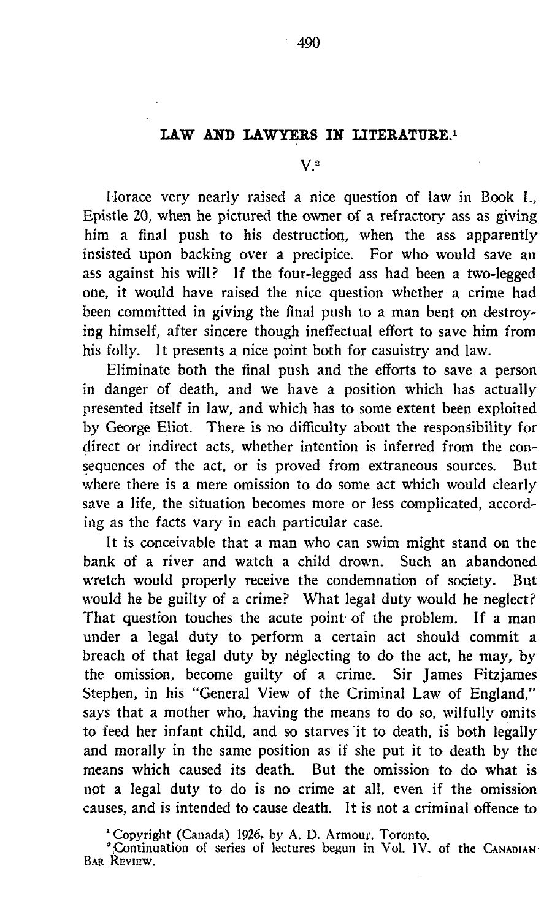# LAW AND LAWYERS IN LITERATURE.[1]

## V.[2]

Horace very nearly raised a nice question of law in Book I., Epistle 20, when he pictured the owner of a refractory ass as giving him a final push to his destruction, when the ass apparently insisted upon backing over a precipice. For who would save an ass against his will? If the four-legged ass had been a two-legged one, it would have raised the nice question whether a crime had been committed in giving the final push to a man bent on destroying himself, after sincere though ineffectual effort to save him from his folly. It presents a nice point both for casuistry and law.

Eliminate both the final push and the efforts to save a person in danger of death, and we have a position which has actually presented itself in law, and which has to some extent been exploited by George Eliot. There is no difficulty about the responsibility for direct or indirect acts, whether intention is inferred from the consequences of the act, or is proved from extraneous sources. But where there is a mere omission to do some act which would clearly save a life, the situation becomes more or less complicated, according as the facts vary in each particular case.

It is conceivable that a man who can swim might stand on the bank of a river and watch a child drown. Such an abandoned wretch would properly receive the condemnation of society. But would he be guilty of a crime? What legal duty would he neglect? That question touches the acute point of the problem. If a man under a legal duty to perform a certain act should commit a breach of that legal duty by neglecting to do the act, he may, by the omission, become guilty of a crime. Sir James Fitzjames Stephen, in his "General View of the Criminal Law of England," says that a mother who, having the means to do so, wilfully omits to feed her infant child, and so starves it to death, is both legally and morally in the same position as if she put it to death by the means which caused its death. But the omission to do what is not a legal duty to do is no crime at all, even if the omission causes, and is intended to cause death. It is not a criminal offence to

[1] Copyright (Canada) 1926, by A. D. Armour, Toronto.

[2] Continuation of series of lectures begun in Vol. IV. of the CANADIAN BAR REVIEW.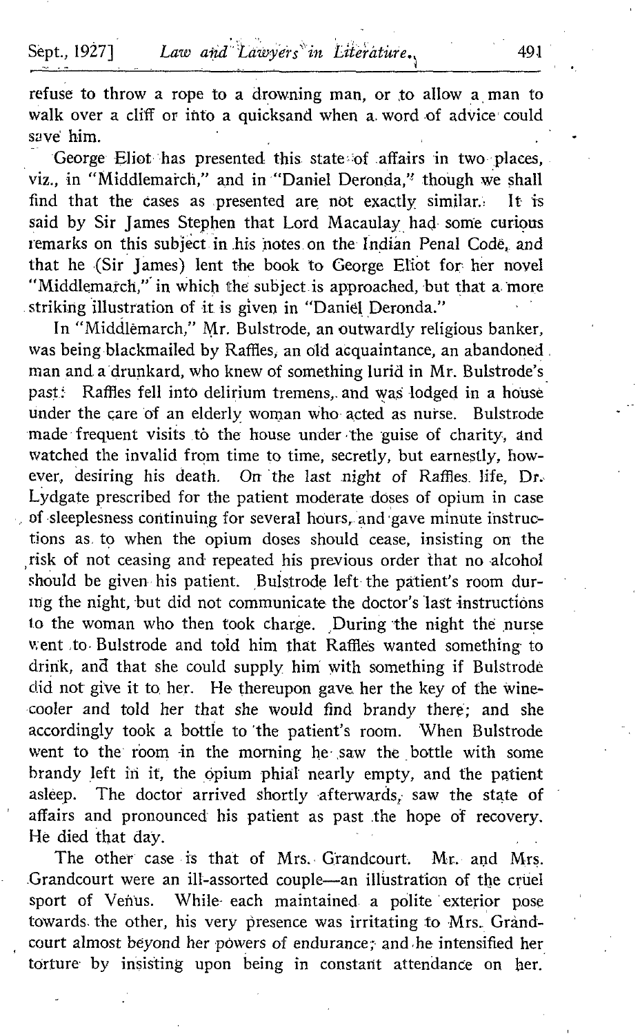refuse to throw a rope to a drowning man, or to allow a man to walk over a cliff or into a quicksand when a word of advice could save him.

George Eliot has presented this state of affairs in two places, viz., in "Middlemarch," and in "Daniel Deronda," though we shall find that the cases as presented are not exactly similar. It is said by Sir James Stephen that Lord Macaulay had some curious remarks on this subject in his notes on the Indian Penal Code, and that he (Sir James) lent the book to George Eliot for her novel "Middlemarch," in which the subject is approached, but that a more striking illustration of it is given in "Daniel Deronda."

In "Middlemarch," Mr. Bulstrode, an outwardly religious banker, was being blackmailed by Raffles, an old acquaintance, an abandoned man and a drunkard, who knew of something lurid in Mr. Bulstrode's past. Raffles fell into delirium tremens, and was lodged in a house under the care of an elderly woman who acted as nurse. Bulstrode made frequent visits to the house under the guise of charity, and watched the invalid from time to time, secretly, but earnestly, however, desiring his death. On the last night of Raffles life, Dr. Lydgate prescribed for the patient moderate doses of opium in case of sleeplesness continuing for several hours, and gave minute instructions as to when the opium doses should cease, insisting on the risk of not ceasing and repeated his previous order that no alcohol should be given his patient. Bulstrode left the patient's room during the night, but did not communicate the doctor's last instructions to the woman who then took charge. During the night the nurse went to Bulstrode and told him that Raffles wanted something to drink, and that she could supply him with something if Bulstrode did not give it to her. He thereupon gave her the key of the wine-cooler and told her that she would find brandy there; and she accordingly took a bottle to the patient's room. When Bulstrode went to the room in the morning he saw the bottle with some brandy left in it, the opium phial nearly empty, and the patient asleep. The doctor arrived shortly afterwards, saw the state of affairs and pronounced his patient as past the hope of recovery. He died that day.

The other case is that of Mrs. Grandcourt. Mr. and Mrs. Grandcourt were an ill-assorted couple—an illustration of the cruel sport of Venus. While each maintained a polite exterior pose towards the other, his very presence was irritating to Mrs. Grandcourt almost beyond her powers of endurance; and he intensified her torture by insisting upon being in constant attendance on her.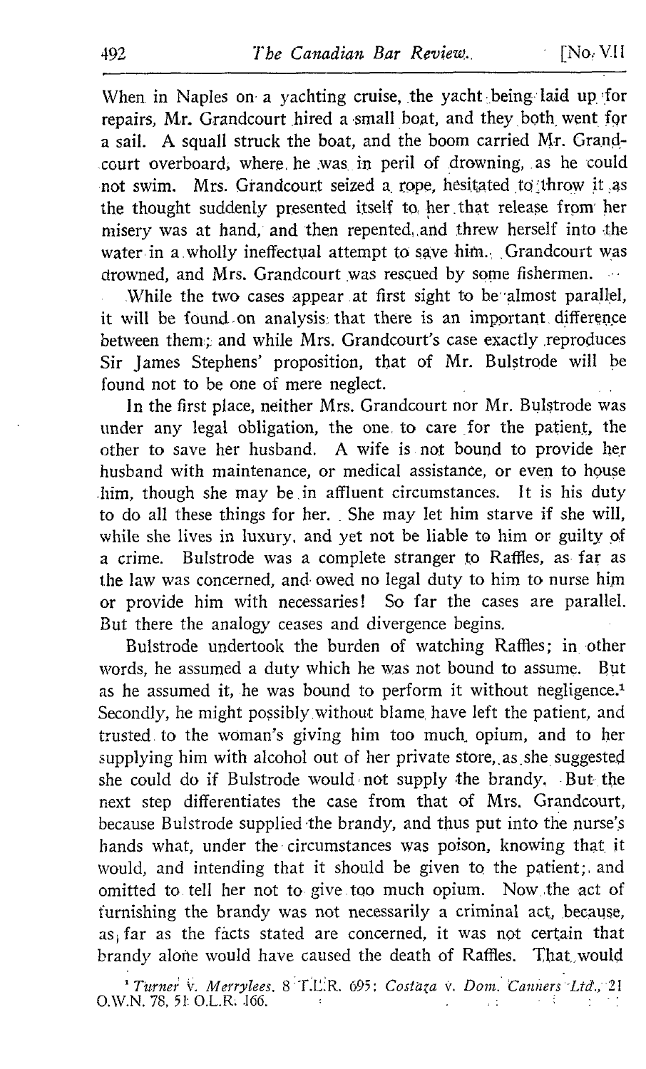When in Naples on a yachting cruise, the yacht being laid up for repairs, Mr. Grandcourt hired a small boat, and they both went for a sail. A squall struck the boat, and the boom carried Mr. Grandcourt overboard, where he was in peril of drowning, as he could not swim. Mrs. Grandcourt seized a rope, hesitated to throw it as the thought suddenly presented itself to her that release from her misery was at hand, and then repented, and threw herself into the water in a wholly ineffectual attempt to save him. Grandcourt was drowned, and Mrs. Grandcourt was rescued by some fishermen.

While the two cases appear at first sight to be almost parallel, it will be found on analysis that there is an important difference between them; and while Mrs. Grandcourt's case exactly reproduces Sir James Stephens' proposition, that of Mr. Bulstrode will be found not to be one of mere neglect.

In the first place, neither Mrs. Grandcourt nor Mr. Bulstrode was under any legal obligation, the one to care for the patient, the other to save her husband. A wife is not bound to provide her husband with maintenance, or medical assistance, or even to house him, though she may be in affluent circumstances. It is his duty to do all these things for her. She may let him starve if she will, while she lives in luxury, and yet not be liable to him or guilty of a crime. Bulstrode was a complete stranger to Raffles, as far as the law was concerned, and owed no legal duty to him to nurse him or provide him with necessaries! So far the cases are parallel. But there the analogy ceases and divergence begins.

Bulstrode undertook the burden of watching Raffles; in other words, he assumed a duty which he was not bound to assume. But as he assumed it, he was bound to perform it without negligence.[1] Secondly, he might possibly without blame have left the patient, and trusted to the woman's giving him too much opium, and to her supplying him with alcohol out of her private store, as she suggested she could do if Bulstrode would not supply the brandy. But the next step differentiates the case from that of Mrs. Grandcourt, because Bulstrode supplied the brandy, and thus put into the nurse's hands what, under the circumstances was poison, knowing that it would, and intending that it should be given to the patient; and omitted to tell her not to give too much opium. Now the act of furnishing the brandy was not necessarily a criminal act, because, as far as the facts stated are concerned, it was not certain that brandy alone would have caused the death of Raffles. That would

[1] *Turner* v. *Merrylees*, 8 T.L.R. 695; *Costaza* v. *Dom. Canners Ltd.*, 21 O.W.N. 78, 51 O.L.R. 166.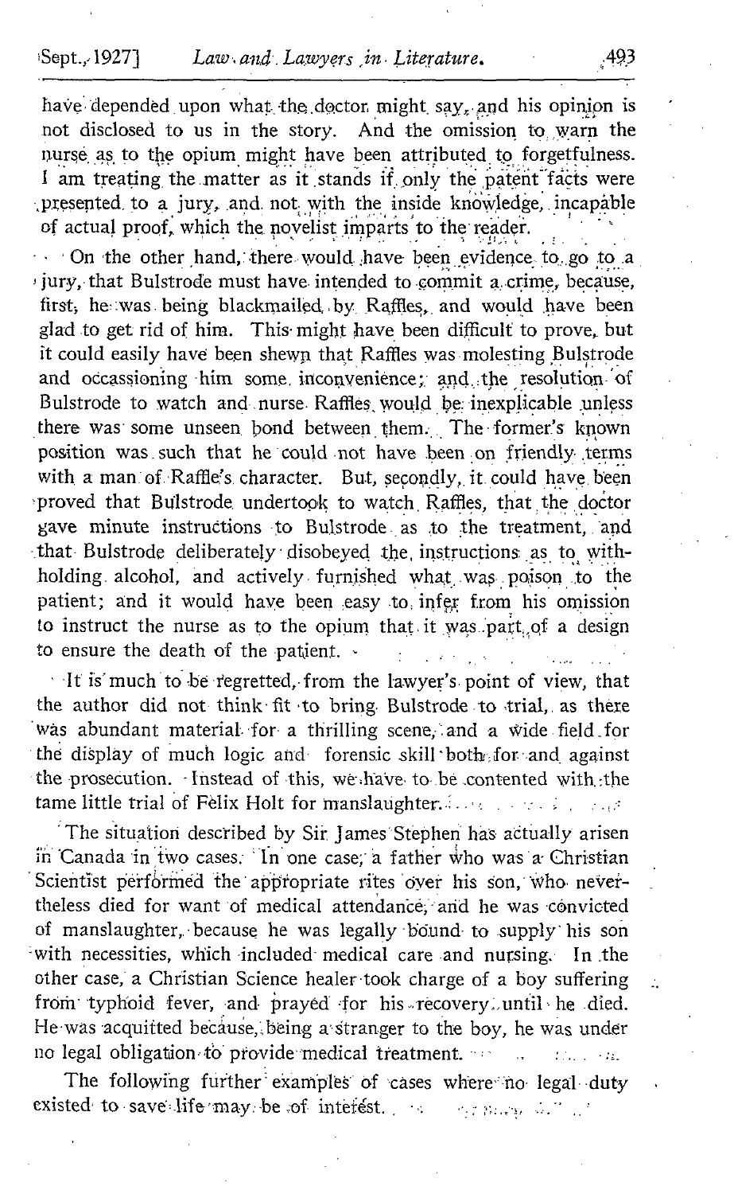have depended upon what the doctor might say, and his opinion is not disclosed to us in the story. And the omission to warn the nurse as to the opium might have been attributed to forgetfulness. I am treating the matter as it stands if only the patent facts were presented to a jury, and not with the inside knowledge, incapable of actual proof, which the novelist imparts to the reader.

On the other hand, there would have been evidence to go to a jury, that Bulstrode must have intended to commit a crime, because, first, he was being blackmailed by Raffles, and would have been glad to get rid of him. This might have been difficult to prove, but it could easily have been shewn that Raffles was molesting Bulstrode and occassioning him some inconvenience; and the resolution of Bulstrode to watch and nurse Raffles would be inexplicable unless there was some unseen bond between them. The former's known position was such that he could not have been on friendly terms with a man of Raffle's character. But, secondly, it could have been proved that Bulstrode undertook to watch Raffles, that the doctor gave minute instructions to Bulstrode as to the treatment, and that Bulstrode deliberately disobeyed the instructions as to withholding alcohol, and actively furnished what was poison to the patient; and it would have been easy to infer from his omission to instruct the nurse as to the opium that it was part of a design to ensure the death of the patient.

It is much to be regretted, from the lawyer's point of view, that the author did not think fit to bring Bulstrode to trial, as there was abundant material for a thrilling scene, and a wide field for the display of much logic and forensic skill both for and against the prosecution. Instead of this, we have to be contented with the tame little trial of Felix Holt for manslaughter.

The situation described by Sir James Stephen has actually arisen in Canada in two cases. In one case, a father who was a Christian Scientist performed the appropriate rites over his son, who nevertheless died for want of medical attendance, and he was convicted of manslaughter, because he was legally bound to supply his son with necessities, which included medical care and nursing. In the other case, a Christian Science healer took charge of a boy suffering from typhoid fever, and prayed for his recovery until he died. He was acquitted because, being a stranger to the boy, he was under no legal obligation to provide medical treatment.

The following further examples of cases where no legal duty existed to save life may be of interest.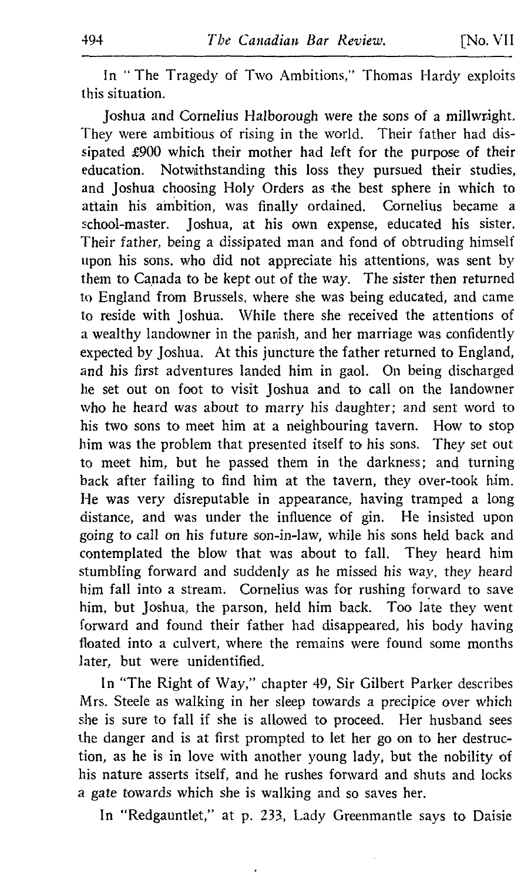In "The Tragedy of Two Ambitions," Thomas Hardy exploits this situation.

Joshua and Cornelius Halborough were the sons of a millwright. They were ambitious of rising in the world. Their father had dissipated £900 which their mother had left for the purpose of their education. Notwithstanding this loss they pursued their studies, and Joshua choosing Holy Orders as the best sphere in which to attain his ambition, was finally ordained. Cornelius became a school-master. Joshua, at his own expense, educated his sister. Their father, being a dissipated man and fond of obtruding himself upon his sons, who did not appreciate his attentions, was sent by them to Canada to be kept out of the way. The sister then returned to England from Brussels, where she was being educated, and came to reside with Joshua. While there she received the attentions of a wealthy landowner in the parish, and her marriage was confidently expected by Joshua. At this juncture the father returned to England, and his first adventures landed him in gaol. On being discharged he set out on foot to visit Joshua and to call on the landowner who he heard was about to marry his daughter; and sent word to his two sons to meet him at a neighbouring tavern. How to stop him was the problem that presented itself to his sons. They set out to meet him, but he passed them in the darkness; and turning back after failing to find him at the tavern, they over-took him. He was very disreputable in appearance, having tramped a long distance, and was under the influence of gin. He insisted upon going to call on his future son-in-law, while his sons held back and contemplated the blow that was about to fall. They heard him stumbling forward and suddenly as he missed his way, they heard him fall into a stream. Cornelius was for rushing forward to save him, but Joshua, the parson, held him back. Too late they went forward and found their father had disappeared, his body having floated into a culvert, where the remains were found some months later, but were unidentified.

In "The Right of Way," chapter 49, Sir Gilbert Parker describes Mrs. Steele as walking in her sleep towards a precipice over which she is sure to fall if she is allowed to proceed. Her husband sees the danger and is at first prompted to let her go on to her destruction, as he is in love with another young lady, but the nobility of his nature asserts itself, and he rushes forward and shuts and locks a gate towards which she is walking and so saves her.

In "Redgauntlet," at p. 233, Lady Greenmantle says to Daisie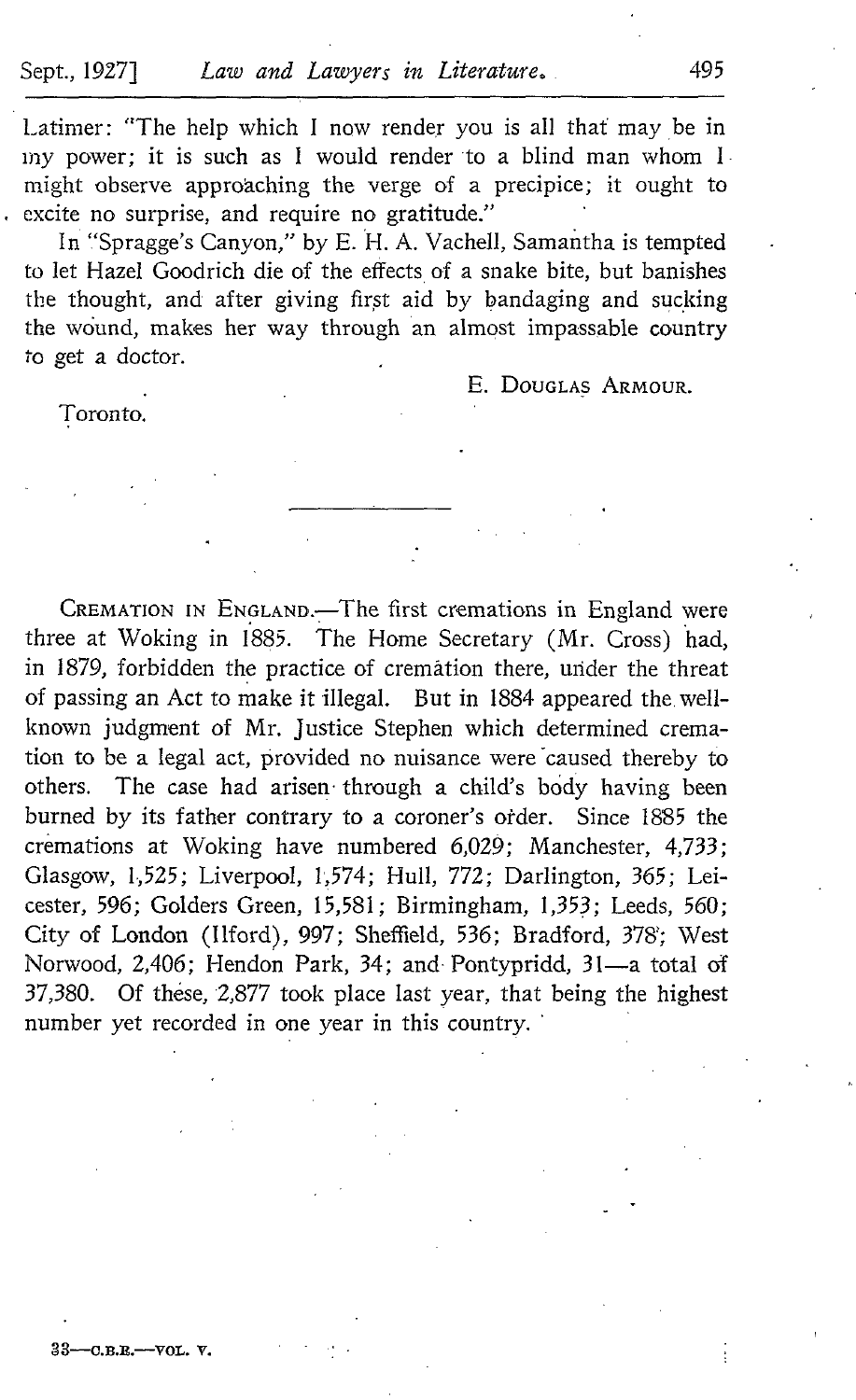Latimer: "The help which I now render you is all that may be in my power; it is such as I would render to a blind man whom I might observe approaching the verge of a precipice; it ought to excite no surprise, and require no gratitude."

In "Spragge's Canyon," by E. H. A. Vachell, Samantha is tempted to let Hazel Goodrich die of the effects of a snake bite, but banishes the thought, and after giving first aid by bandaging and sucking the wound, makes her way through an almost impassable country to get a doctor.

E. DOUGLAS ARMOUR.

Toronto.

---

CREMATION IN ENGLAND.—The first cremations in England were three at Woking in 1885. The Home Secretary (Mr. Cross) had, in 1879, forbidden the practice of cremation there, under the threat of passing an Act to make it illegal. But in 1884 appeared the well-known judgment of Mr. Justice Stephen which determined cremation to be a legal act, provided no nuisance were caused thereby to others. The case had arisen through a child's body having been burned by its father contrary to a coroner's order. Since 1885 the cremations at Woking have numbered 6,029; Manchester, 4,733; Glasgow, 1,525; Liverpool, 1,574; Hull, 772; Darlington, 365; Leicester, 596; Golders Green, 15,581; Birmingham, 1,353; Leeds, 560; City of London (Ilford), 997; Sheffield, 536; Bradford, 378; West Norwood, 2,406; Hendon Park, 34; and Pontypridd, 31—a total of 37,380. Of these, 2,877 took place last year, that being the highest number yet recorded in one year in this country.